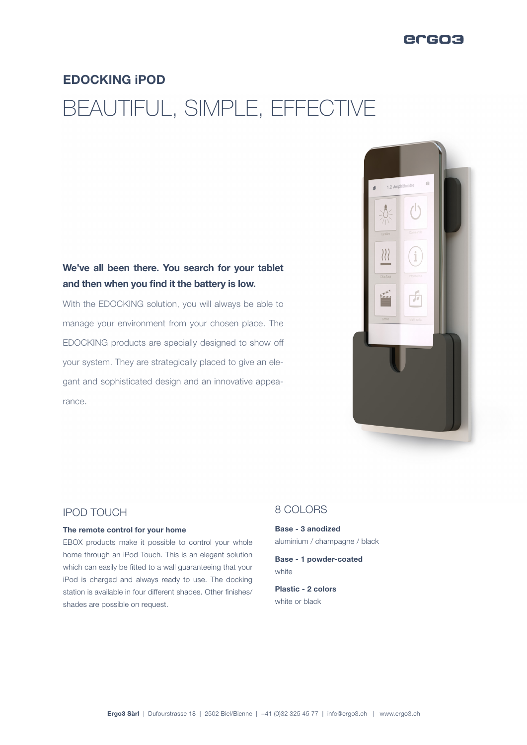## EDOCKING iPOD

# BEAUTIFUL, SIMPLE, EFFECTIVE

**We've all been there. You search for your tablet and then when you find it the battery is low.**

With the EDOCKING solution, you will always be able to manage your environment from your chosen place. The EDOCKING products are specially designed to show off your system. They are strategically placed to give an elegant and sophisticated design and an innovative appearance.

## IPOD TOUCH

**The remote control for your home**

EBOX products make it possible to control your whole home through an iPod Touch. This is an elegant solution which can easily be fitted to a wall guaranteeing that your iPod is charged and always ready to use. The docking station is available in four different shades. Other finishes/shades are possible on request.

## 8 COLORS

**Base - 3 anodized**
aluminium / champagne / black

**Base - 1 powder-coated**
white

**Plastic - 2 colors**
white or black

**Ergo3 Sàrl** | Dufourstrasse 18 | 2502 Biel/Bienne | +41 (0)32 325 45 77 | info@ergo3.ch | www.ergo3.ch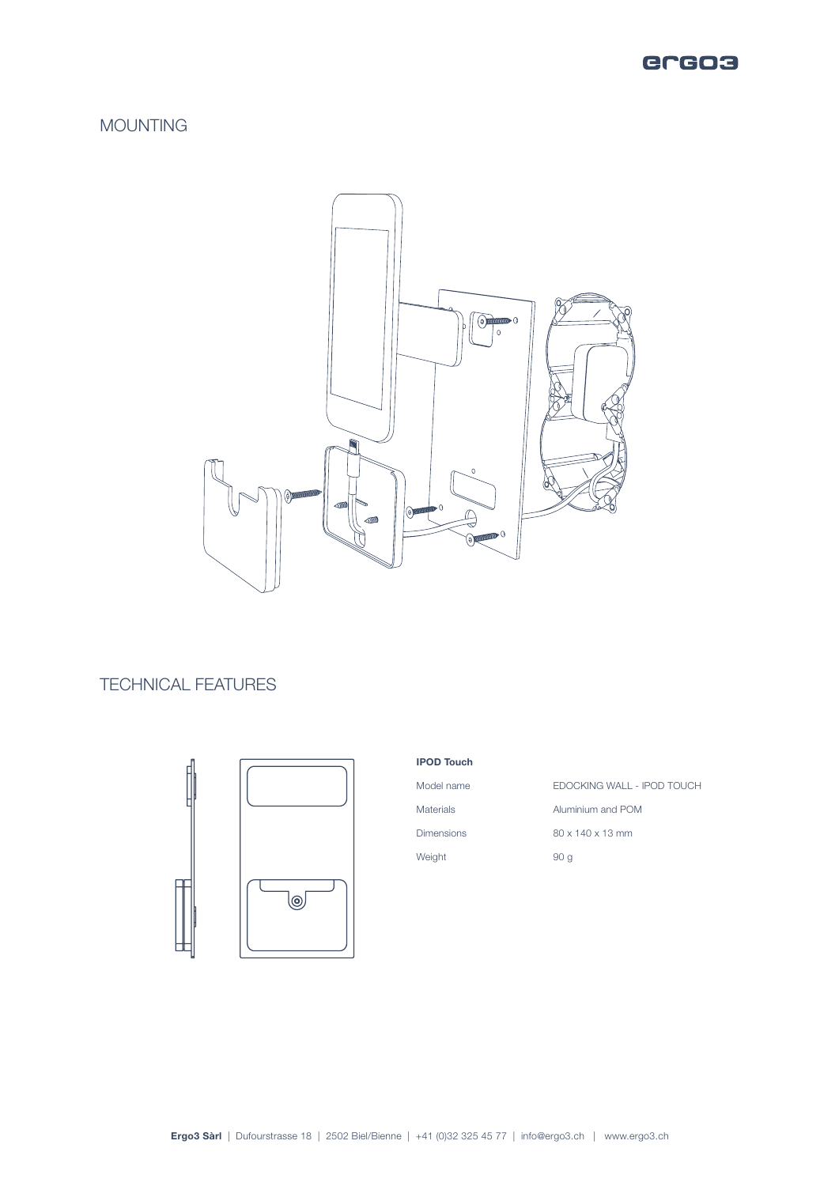## MOUNTING

## TECHNICAL FEATURES

**IPOD Touch**

| | |
|---|---|
| Model name | EDOCKING WALL - IPOD TOUCH |
| Materials | Aluminium and POM |
| Dimensions | 80 x 140 x 13 mm |
| Weight | 90 g |

**Ergo3 Sàrl** | Dufourstrasse 18 | 2502 Biel/Bienne | +41 (0)32 325 45 77 | info@ergo3.ch | www.ergo3.ch